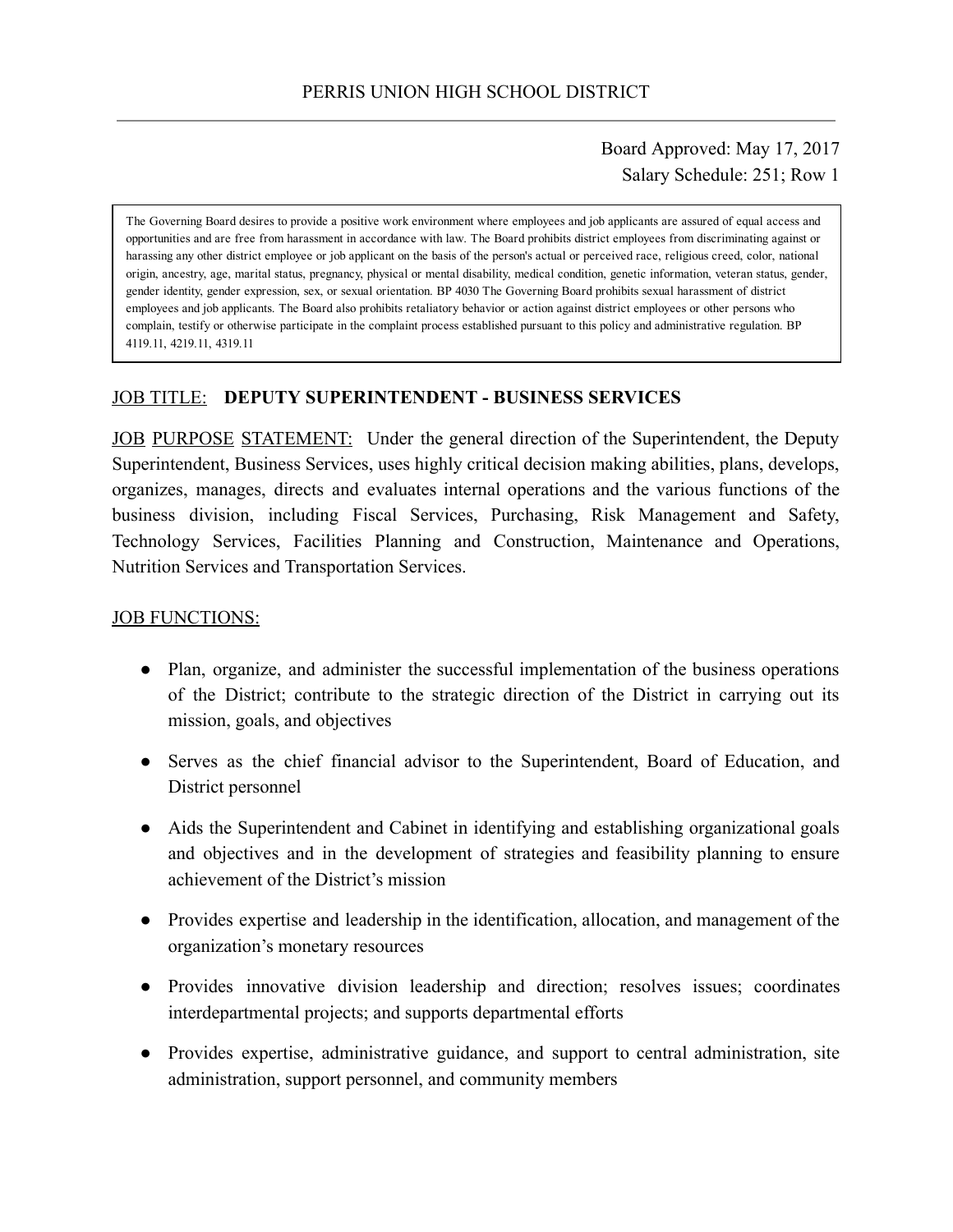# PERRIS UNION HIGH SCHOOL DISTRICT

Board Approved: May 17, 2017
Salary Schedule: 251; Row 1

> The Governing Board desires to provide a positive work environment where employees and job applicants are assured of equal access and opportunities and are free from harassment in accordance with law. The Board prohibits district employees from discriminating against or harassing any other district employee or job applicant on the basis of the person's actual or perceived race, religious creed, color, national origin, ancestry, age, marital status, pregnancy, physical or mental disability, medical condition, genetic information, veteran status, gender, gender identity, gender expression, sex, or sexual orientation. BP 4030 The Governing Board prohibits sexual harassment of district employees and job applicants. The Board also prohibits retaliatory behavior or action against district employees or other persons who complain, testify or otherwise participate in the complaint process established pursuant to this policy and administrative regulation. BP 4119.11, 4219.11, 4319.11

JOB TITLE: **DEPUTY SUPERINTENDENT - BUSINESS SERVICES**

JOB PURPOSE STATEMENT: Under the general direction of the Superintendent, the Deputy Superintendent, Business Services, uses highly critical decision making abilities, plans, develops, organizes, manages, directs and evaluates internal operations and the various functions of the business division, including Fiscal Services, Purchasing, Risk Management and Safety, Technology Services, Facilities Planning and Construction, Maintenance and Operations, Nutrition Services and Transportation Services.

JOB FUNCTIONS:

- Plan, organize, and administer the successful implementation of the business operations of the District; contribute to the strategic direction of the District in carrying out its mission, goals, and objectives
- Serves as the chief financial advisor to the Superintendent, Board of Education, and District personnel
- Aids the Superintendent and Cabinet in identifying and establishing organizational goals and objectives and in the development of strategies and feasibility planning to ensure achievement of the District's mission
- Provides expertise and leadership in the identification, allocation, and management of the organization's monetary resources
- Provides innovative division leadership and direction; resolves issues; coordinates interdepartmental projects; and supports departmental efforts
- Provides expertise, administrative guidance, and support to central administration, site administration, support personnel, and community members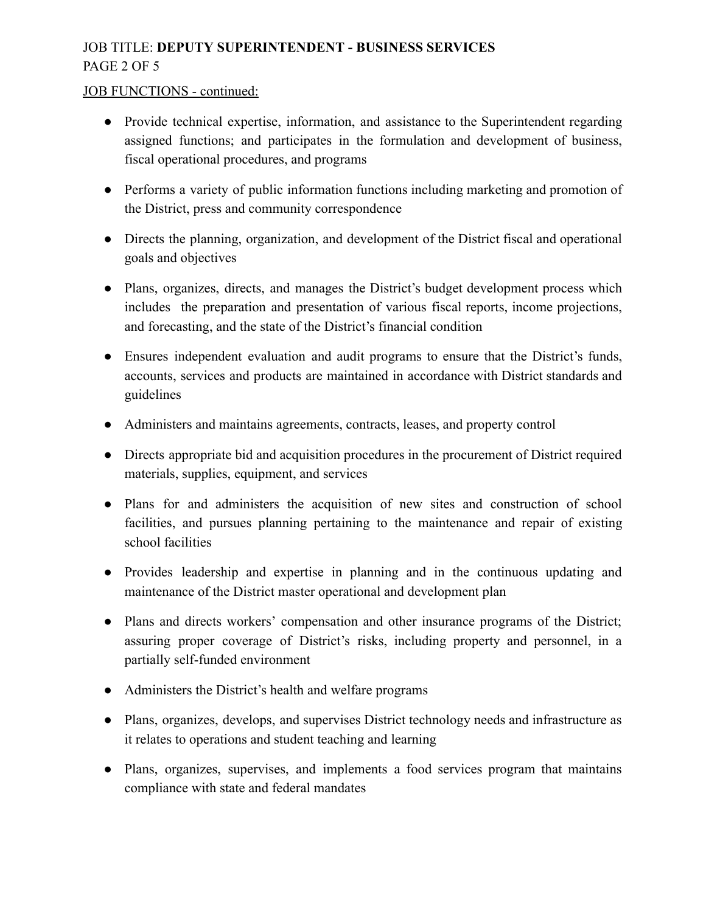<u>JOB FUNCTIONS - continued:</u>

- Provide technical expertise, information, and assistance to the Superintendent regarding assigned functions; and participates in the formulation and development of business, fiscal operational procedures, and programs
- Performs a variety of public information functions including marketing and promotion of the District, press and community correspondence
- Directs the planning, organization, and development of the District fiscal and operational goals and objectives
- Plans, organizes, directs, and manages the District's budget development process which includes the preparation and presentation of various fiscal reports, income projections, and forecasting, and the state of the District's financial condition
- Ensures independent evaluation and audit programs to ensure that the District's funds, accounts, services and products are maintained in accordance with District standards and guidelines
- Administers and maintains agreements, contracts, leases, and property control
- Directs appropriate bid and acquisition procedures in the procurement of District required materials, supplies, equipment, and services
- Plans for and administers the acquisition of new sites and construction of school facilities, and pursues planning pertaining to the maintenance and repair of existing school facilities
- Provides leadership and expertise in planning and in the continuous updating and maintenance of the District master operational and development plan
- Plans and directs workers' compensation and other insurance programs of the District; assuring proper coverage of District's risks, including property and personnel, in a partially self-funded environment
- Administers the District's health and welfare programs
- Plans, organizes, develops, and supervises District technology needs and infrastructure as it relates to operations and student teaching and learning
- Plans, organizes, supervises, and implements a food services program that maintains compliance with state and federal mandates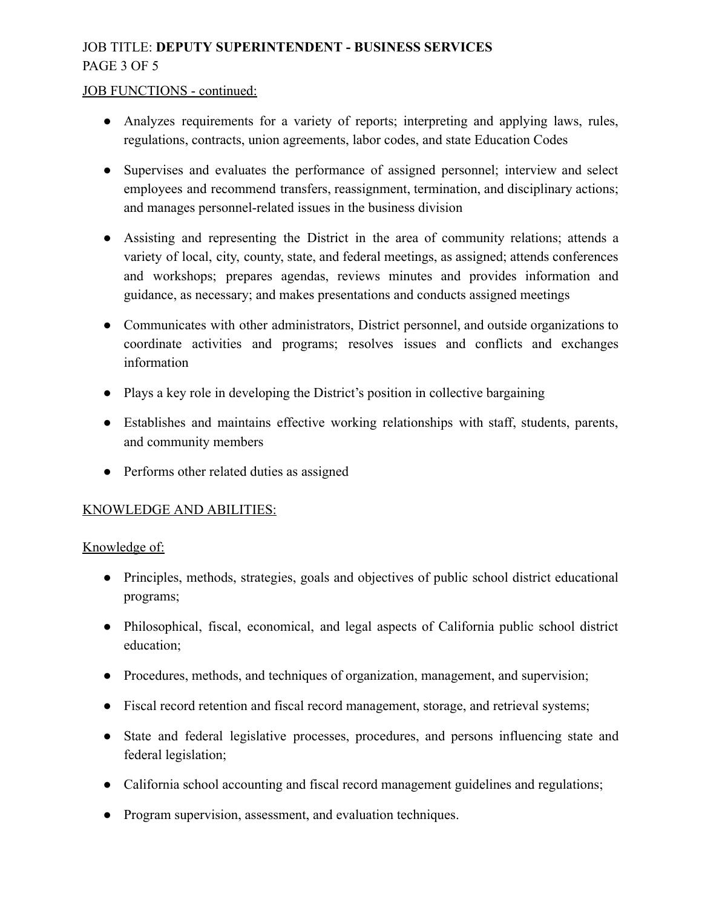JOB FUNCTIONS - continued:

- Analyzes requirements for a variety of reports; interpreting and applying laws, rules, regulations, contracts, union agreements, labor codes, and state Education Codes
- Supervises and evaluates the performance of assigned personnel; interview and select employees and recommend transfers, reassignment, termination, and disciplinary actions; and manages personnel-related issues in the business division
- Assisting and representing the District in the area of community relations; attends a variety of local, city, county, state, and federal meetings, as assigned; attends conferences and workshops; prepares agendas, reviews minutes and provides information and guidance, as necessary; and makes presentations and conducts assigned meetings
- Communicates with other administrators, District personnel, and outside organizations to coordinate activities and programs; resolves issues and conflicts and exchanges information
- Plays a key role in developing the District's position in collective bargaining
- Establishes and maintains effective working relationships with staff, students, parents, and community members
- Performs other related duties as assigned

KNOWLEDGE AND ABILITIES:

Knowledge of:

- Principles, methods, strategies, goals and objectives of public school district educational programs;
- Philosophical, fiscal, economical, and legal aspects of California public school district education;
- Procedures, methods, and techniques of organization, management, and supervision;
- Fiscal record retention and fiscal record management, storage, and retrieval systems;
- State and federal legislative processes, procedures, and persons influencing state and federal legislation;
- California school accounting and fiscal record management guidelines and regulations;
- Program supervision, assessment, and evaluation techniques.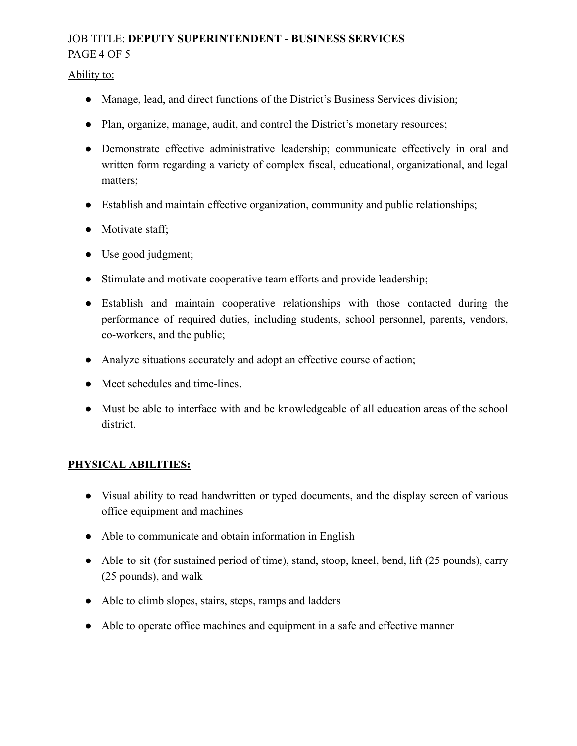Ability to:

- Manage, lead, and direct functions of the District's Business Services division;
- Plan, organize, manage, audit, and control the District's monetary resources;
- Demonstrate effective administrative leadership; communicate effectively in oral and written form regarding a variety of complex fiscal, educational, organizational, and legal matters;
- Establish and maintain effective organization, community and public relationships;
- Motivate staff;
- Use good judgment;
- Stimulate and motivate cooperative team efforts and provide leadership;
- Establish and maintain cooperative relationships with those contacted during the performance of required duties, including students, school personnel, parents, vendors, co-workers, and the public;
- Analyze situations accurately and adopt an effective course of action;
- Meet schedules and time-lines.
- Must be able to interface with and be knowledgeable of all education areas of the school district.

**PHYSICAL ABILITIES:**

- Visual ability to read handwritten or typed documents, and the display screen of various office equipment and machines
- Able to communicate and obtain information in English
- Able to sit (for sustained period of time), stand, stoop, kneel, bend, lift (25 pounds), carry (25 pounds), and walk
- Able to climb slopes, stairs, steps, ramps and ladders
- Able to operate office machines and equipment in a safe and effective manner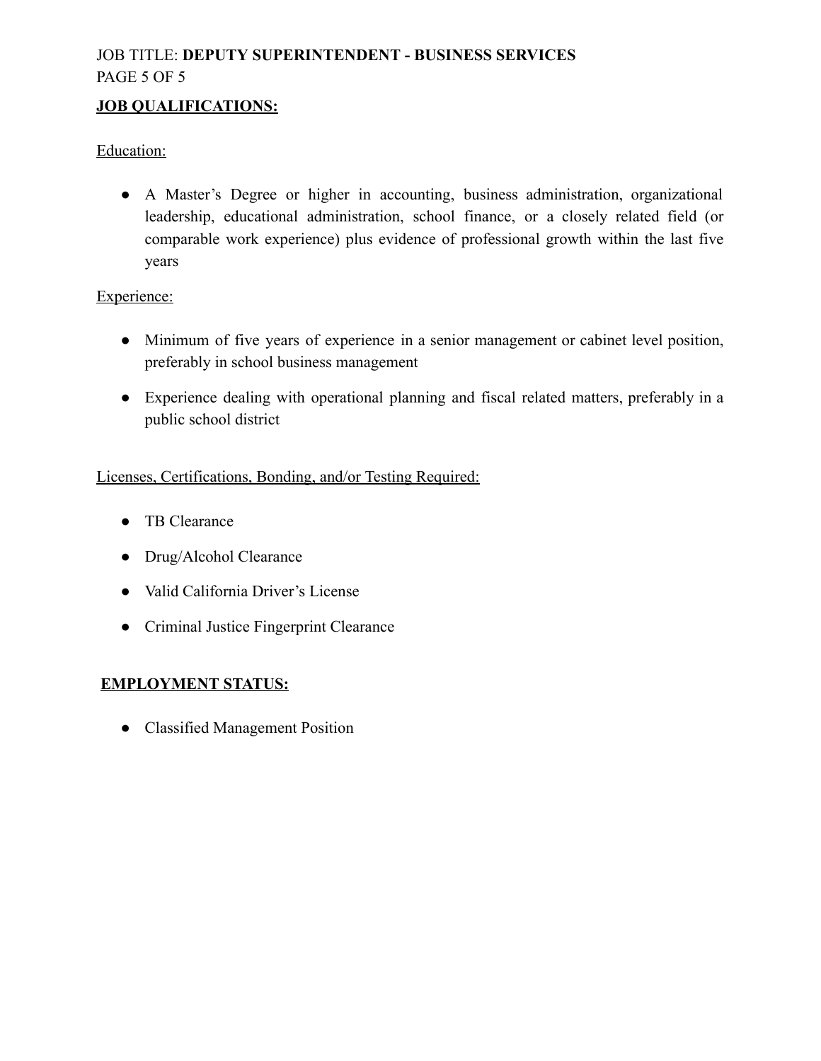## JOB QUALIFICATIONS:

Education:

- A Master's Degree or higher in accounting, business administration, organizational leadership, educational administration, school finance, or a closely related field (or comparable work experience) plus evidence of professional growth within the last five years

Experience:

- Minimum of five years of experience in a senior management or cabinet level position, preferably in school business management
- Experience dealing with operational planning and fiscal related matters, preferably in a public school district

Licenses, Certifications, Bonding, and/or Testing Required:

- TB Clearance
- Drug/Alcohol Clearance
- Valid California Driver's License
- Criminal Justice Fingerprint Clearance

## EMPLOYMENT STATUS:

- Classified Management Position